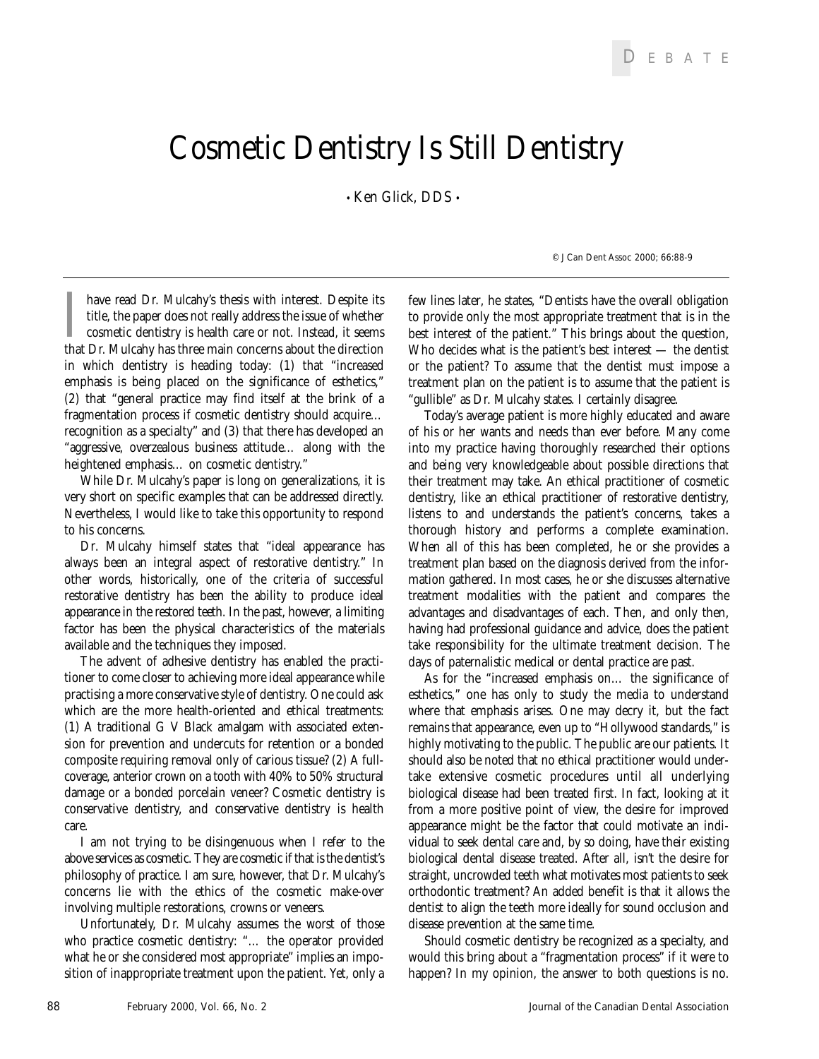# Cosmetic Dentistry Is Still Dentistry

• Ken Glick, DDS •

© J Can Dent Assoc 2000; 66:88-9

I have read Dr. Mulcahy's thesis with interest. Despite its title, the paper does not really address the issue of whether cosmetic dentistry is health care or not. Instead, it seems that Dr. Mulcahy has three main concerns about the direction in which dentistry is heading today: (1) that "increased emphasis is being placed on the significance of esthetics," (2) that "general practice may find itself at the brink of a fragmentation process if cosmetic dentistry should acquire... recognition as a specialty" and (3) that there has developed an "aggressive, overzealous business attitude... along with the heightened emphasis... on cosmetic dentistry."

While Dr. Mulcahy's paper is long on generalizations, it is very short on specific examples that can be addressed directly. Nevertheless, I would like to take this opportunity to respond to his concerns.

Dr. Mulcahy himself states that "ideal appearance has always been an integral aspect of restorative dentistry." In other words, historically, one of the criteria of successful restorative dentistry has been the ability to produce ideal appearance in the restored teeth. In the past, however, a limiting factor has been the physical characteristics of the materials available and the techniques they imposed.

The advent of adhesive dentistry has enabled the practitioner to come closer to achieving more ideal appearance while practising a more conservative style of dentistry. One could ask which are the more health-oriented and ethical treatments: (1) A traditional G V Black amalgam with associated extension for prevention and undercuts for retention or a bonded composite requiring removal only of carious tissue? (2) A full-coverage, anterior crown on a tooth with 40% to 50% structural damage or a bonded porcelain veneer? Cosmetic dentistry is conservative dentistry, and conservative dentistry is health care.

I am not trying to be disingenuous when I refer to the above services as cosmetic. They are cosmetic if that is the dentist's philosophy of practice. I am sure, however, that Dr. Mulcahy's concerns lie with the ethics of the cosmetic make-over involving multiple restorations, crowns or veneers.

Unfortunately, Dr. Mulcahy assumes the worst of those who practice cosmetic dentistry: "... the operator provided what he or she considered most appropriate" implies an imposition of inappropriate treatment upon the patient. Yet, only a few lines later, he states, "Dentists have the overall obligation to provide only the most appropriate treatment that is in the best interest of the patient." This brings about the question, Who decides what is the patient's best interest — the dentist or the patient? To assume that the dentist must impose a treatment plan on the patient is to assume that the patient is "gullible" as Dr. Mulcahy states. I certainly disagree.

Today's average patient is more highly educated and aware of his or her wants and needs than ever before. Many come into my practice having thoroughly researched their options and being very knowledgeable about possible directions that their treatment may take. An ethical practitioner of cosmetic dentistry, like an ethical practitioner of restorative dentistry, listens to and understands the patient's concerns, takes a thorough history and performs a complete examination. When all of this has been completed, he or she provides a treatment plan based on the diagnosis derived from the information gathered. In most cases, he or she discusses alternative treatment modalities with the patient and compares the advantages and disadvantages of each. Then, and only then, having had professional guidance and advice, does the patient take responsibility for the ultimate treatment decision. The days of paternalistic medical or dental practice are past.

As for the "increased emphasis on... the significance of esthetics," one has only to study the media to understand where that emphasis arises. One may decry it, but the fact remains that appearance, even up to "Hollywood standards," is highly motivating to the public. The public are our patients. It should also be noted that no ethical practitioner would undertake extensive cosmetic procedures until all underlying biological disease had been treated first. In fact, looking at it from a more positive point of view, the desire for improved appearance might be the factor that could motivate an individual to seek dental care and, by so doing, have their existing biological dental disease treated. After all, isn't the desire for straight, uncrowded teeth what motivates most patients to seek orthodontic treatment? An added benefit is that it allows the dentist to align the teeth more ideally for sound occlusion and disease prevention at the same time.

Should cosmetic dentistry be recognized as a specialty, and would this bring about a "fragmentation process" if it were to happen? In my opinion, the answer to both questions is no.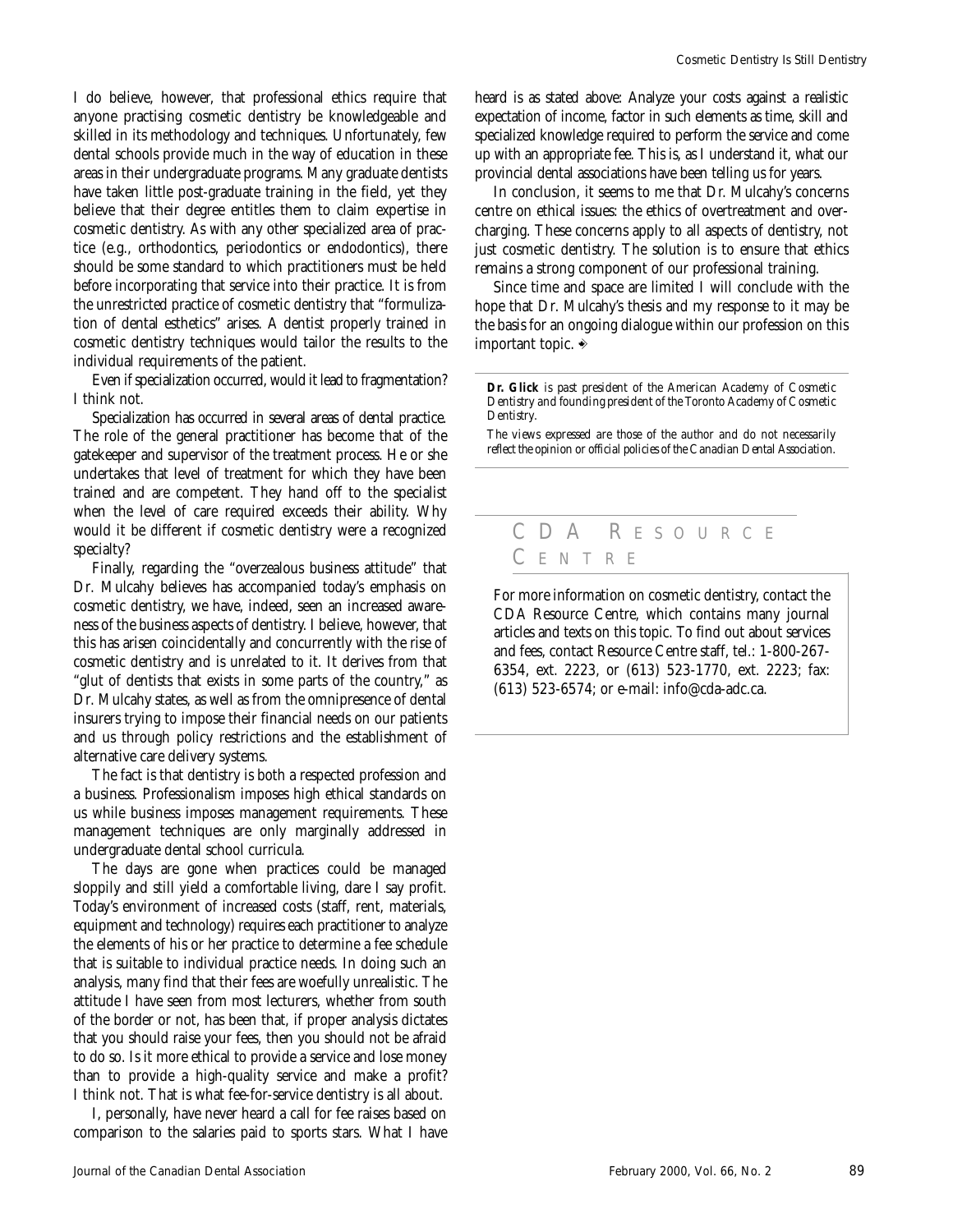I do believe, however, that professional ethics require that anyone practising cosmetic dentistry be knowledgeable and skilled in its methodology and techniques. Unfortunately, few dental schools provide much in the way of education in these areas in their undergraduate programs. Many graduate dentists have taken little post-graduate training in the field, yet they believe that their degree entitles them to claim expertise in cosmetic dentistry. As with any other specialized area of practice (e.g., orthodontics, periodontics or endodontics), there should be some standard to which practitioners must be held before incorporating that service into their practice. It is from the unrestricted practice of cosmetic dentistry that "formulization of dental esthetics" arises. A dentist properly trained in cosmetic dentistry techniques would tailor the results to the individual requirements of the patient.

Even if specialization occurred, would it lead to fragmentation? I think not.

Specialization has occurred in several areas of dental practice. The role of the general practitioner has become that of the gatekeeper and supervisor of the treatment process. He or she undertakes that level of treatment for which they have been trained and are competent. They hand off to the specialist when the level of care required exceeds their ability. Why would it be different if cosmetic dentistry were a recognized specialty?

Finally, regarding the "overzealous business attitude" that Dr. Mulcahy believes has accompanied today's emphasis on cosmetic dentistry, we have, indeed, seen an increased awareness of the business aspects of dentistry. I believe, however, that this has arisen coincidentally and concurrently with the rise of cosmetic dentistry and is unrelated to it. It derives from that "glut of dentists that exists in some parts of the country," as Dr. Mulcahy states, as well as from the omnipresence of dental insurers trying to impose their financial needs on our patients and us through policy restrictions and the establishment of alternative care delivery systems.

The fact is that dentistry is both a respected profession and a business. Professionalism imposes high ethical standards on us while business imposes management requirements. These management techniques are only marginally addressed in undergraduate dental school curricula.

The days are gone when practices could be managed sloppily and still yield a comfortable living, dare I say profit. Today's environment of increased costs (staff, rent, materials, equipment and technology) requires each practitioner to analyze the elements of his or her practice to determine a fee schedule that is suitable to individual practice needs. In doing such an analysis, many find that their fees are woefully unrealistic. The attitude I have seen from most lecturers, whether from south of the border or not, has been that, if proper analysis dictates that you should raise your fees, then you should not be afraid to do so. Is it more ethical to provide a service and lose money than to provide a high-quality service and make a profit? I think not. That is what fee-for-service dentistry is all about.

I, personally, have never heard a call for fee raises based on comparison to the salaries paid to sports stars. What I have heard is as stated above: Analyze your costs against a realistic expectation of income, factor in such elements as time, skill and specialized knowledge required to perform the service and come up with an appropriate fee. This is, as I understand it, what our provincial dental associations have been telling us for years.

In conclusion, it seems to me that Dr. Mulcahy's concerns centre on ethical issues: the ethics of overtreatment and overcharging. These concerns apply to all aspects of dentistry, not just cosmetic dentistry. The solution is to ensure that ethics remains a strong component of our professional training.

Since time and space are limited I will conclude with the hope that Dr. Mulcahy's thesis and my response to it may be the basis for an ongoing dialogue within our profession on this important topic. ◆

**Dr. Glick** is past president of the American Academy of Cosmetic Dentistry and founding president of the Toronto Academy of Cosmetic Dentistry.

The views expressed are those of the author and do not necessarily reflect the opinion or official policies of the Canadian Dental Association.

## CDA Resource Centre

For more information on cosmetic dentistry, contact the CDA Resource Centre, which contains many journal articles and texts on this topic. To find out about services and fees, contact Resource Centre staff, tel.: 1-800-267-6354, ext. 2223, or (613) 523-1770, ext. 2223; fax: (613) 523-6574; or e-mail: info@cda-adc.ca.